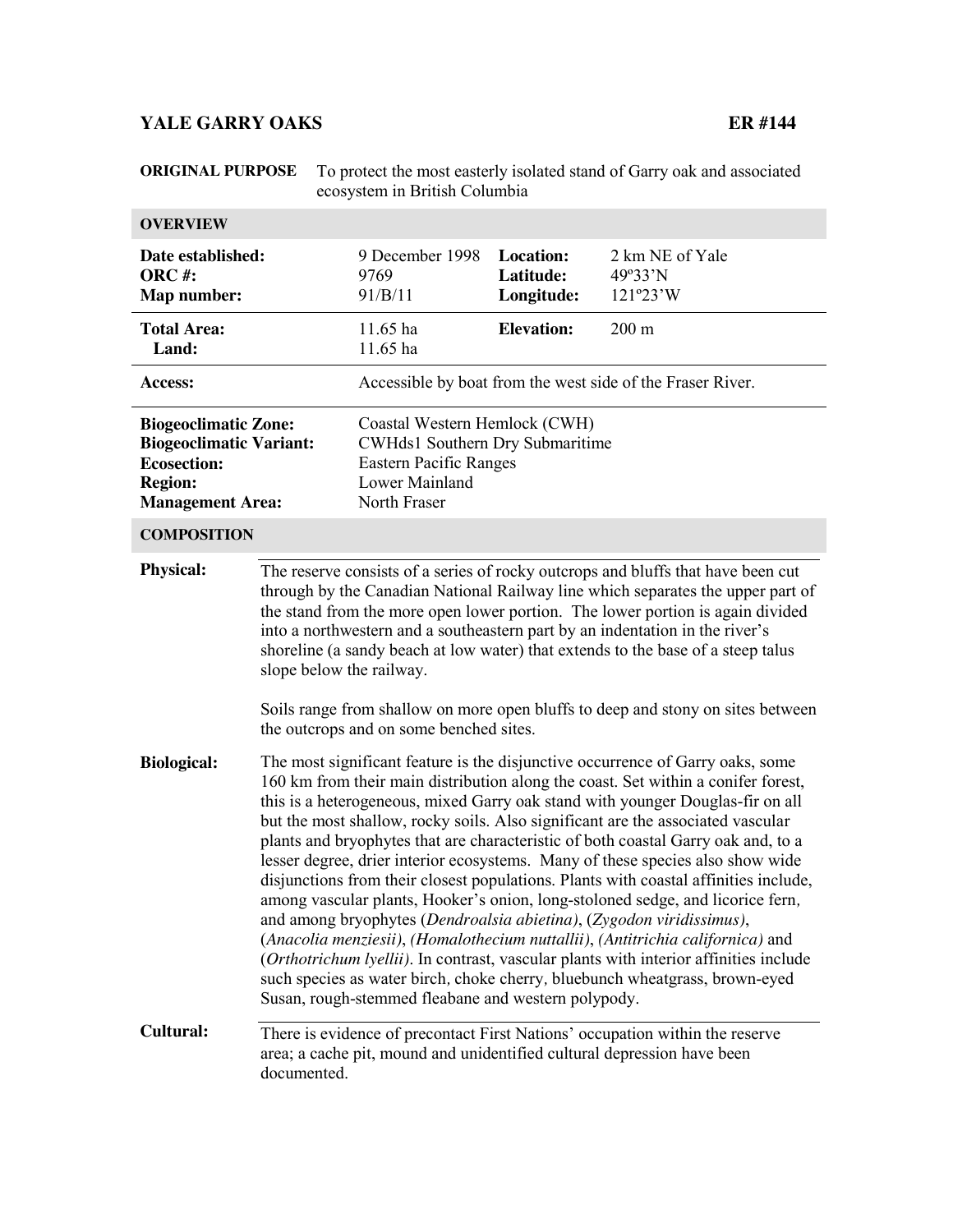# YALE GARRY OAKS — ER #144

**ORIGINAL PURPOSE** To protect the most easterly isolated stand of Garry oak and associated ecosystem in British Columbia

## OVERVIEW

| | | | |
|---|---|---|---|
| **Date established:** | 9 December 1998 | **Location:** | 2 km NE of Yale |
| **ORC #:** | 9769 | **Latitude:** | 49º33'N |
| **Map number:** | 91/B/11 | **Longitude:** | 121º23'W |
| **Total Area:** | 11.65 ha | **Elevation:** | 200 m |
| **Land:** | 11.65 ha | | |
| **Access:** | Accessible by boat from the west side of the Fraser River. | | |
| **Biogeoclimatic Zone:** | Coastal Western Hemlock (CWH) | | |
| **Biogeoclimatic Variant:** | CWHds1 Southern Dry Submaritime | | |
| **Ecosection:** | Eastern Pacific Ranges | | |
| **Region:** | Lower Mainland | | |
| **Management Area:** | North Fraser | | |

## COMPOSITION

**Physical:** The reserve consists of a series of rocky outcrops and bluffs that have been cut through by the Canadian National Railway line which separates the upper part of the stand from the more open lower portion. The lower portion is again divided into a northwestern and a southeastern part by an indentation in the river's shoreline (a sandy beach at low water) that extends to the base of a steep talus slope below the railway.

Soils range from shallow on more open bluffs to deep and stony on sites between the outcrops and on some benched sites.

**Biological:** The most significant feature is the disjunctive occurrence of Garry oaks, some 160 km from their main distribution along the coast. Set within a conifer forest, this is a heterogeneous, mixed Garry oak stand with younger Douglas-fir on all but the most shallow, rocky soils. Also significant are the associated vascular plants and bryophytes that are characteristic of both coastal Garry oak and, to a lesser degree, drier interior ecosystems. Many of these species also show wide disjunctions from their closest populations. Plants with coastal affinities include, among vascular plants, Hooker's onion, long-stoloned sedge, and licorice fern, and among bryophytes (*Dendroalsia abietina*), (*Zygodon viridissimus*), (*Anacolia menziesii*), (*Homalothecium nuttallii*), (*Antitrichia californica*) and (*Orthotrichum lyellii*). In contrast, vascular plants with interior affinities include such species as water birch, choke cherry, bluebunch wheatgrass, brown-eyed Susan, rough-stemmed fleabane and western polypody.

**Cultural:** There is evidence of precontact First Nations' occupation within the reserve area; a cache pit, mound and unidentified cultural depression have been documented.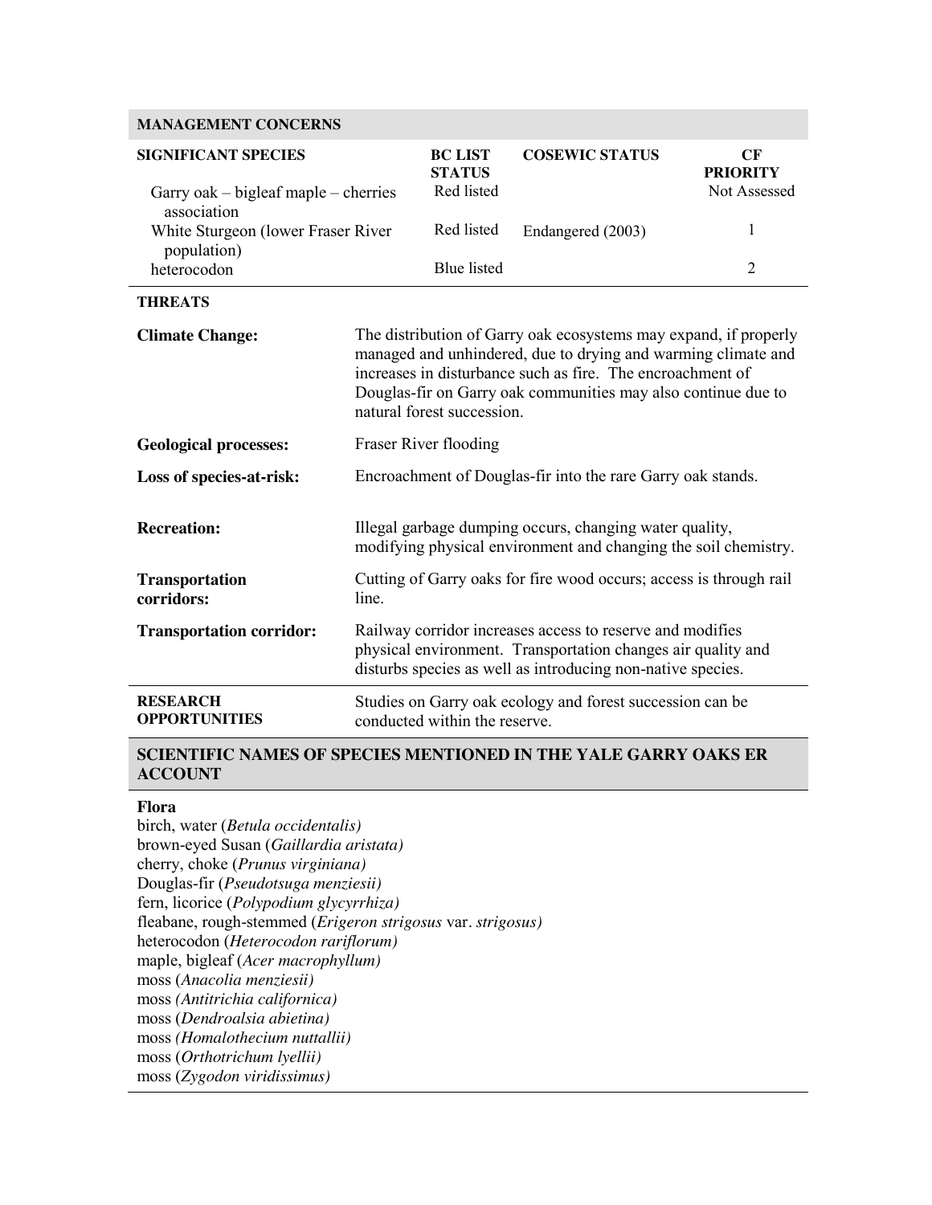## MANAGEMENT CONCERNS

| SIGNIFICANT SPECIES | BC LIST STATUS | COSEWIC STATUS | CF PRIORITY |
|---|---|---|---|
| Garry oak – bigleaf maple – cherries association | Red listed | | Not Assessed |
| White Sturgeon (lower Fraser River population) | Red listed | Endangered (2003) | 1 |
| heterocodon | Blue listed | | 2 |

### THREATS

| | |
|---|---|
| **Climate Change:** | The distribution of Garry oak ecosystems may expand, if properly managed and unhindered, due to drying and warming climate and increases in disturbance such as fire. The encroachment of Douglas-fir on Garry oak communities may also continue due to natural forest succession. |
| **Geological processes:** | Fraser River flooding |
| **Loss of species-at-risk:** | Encroachment of Douglas-fir into the rare Garry oak stands. |
| **Recreation:** | Illegal garbage dumping occurs, changing water quality, modifying physical environment and changing the soil chemistry. |
| **Transportation corridors:** | Cutting of Garry oaks for fire wood occurs; access is through rail line. |
| **Transportation corridor:** | Railway corridor increases access to reserve and modifies physical environment. Transportation changes air quality and disturbs species as well as introducing non-native species. |

| | |
|---|---|
| **RESEARCH OPPORTUNITIES** | Studies on Garry oak ecology and forest succession can be conducted within the reserve. |

## SCIENTIFIC NAMES OF SPECIES MENTIONED IN THE YALE GARRY OAKS ER ACCOUNT

**Flora**

birch, water (*Betula occidentalis)*
brown-eyed Susan (*Gaillardia aristata)*
cherry, choke (*Prunus virginiana)*
Douglas-fir (*Pseudotsuga menziesii)*
fern, licorice (*Polypodium glycyrrhiza)*
fleabane, rough-stemmed (*Erigeron strigosus* var. *strigosus)*
heterocodon (*Heterocodon rariflorum)*
maple, bigleaf (*Acer macrophyllum)*
moss (*Anacolia menziesii)*
moss *(Antitrichia californica)*
moss (*Dendroalsia abietina)*
moss *(Homalothecium nuttallii)*
moss (*Orthotrichum lyellii)*
moss (*Zygodon viridissimus)*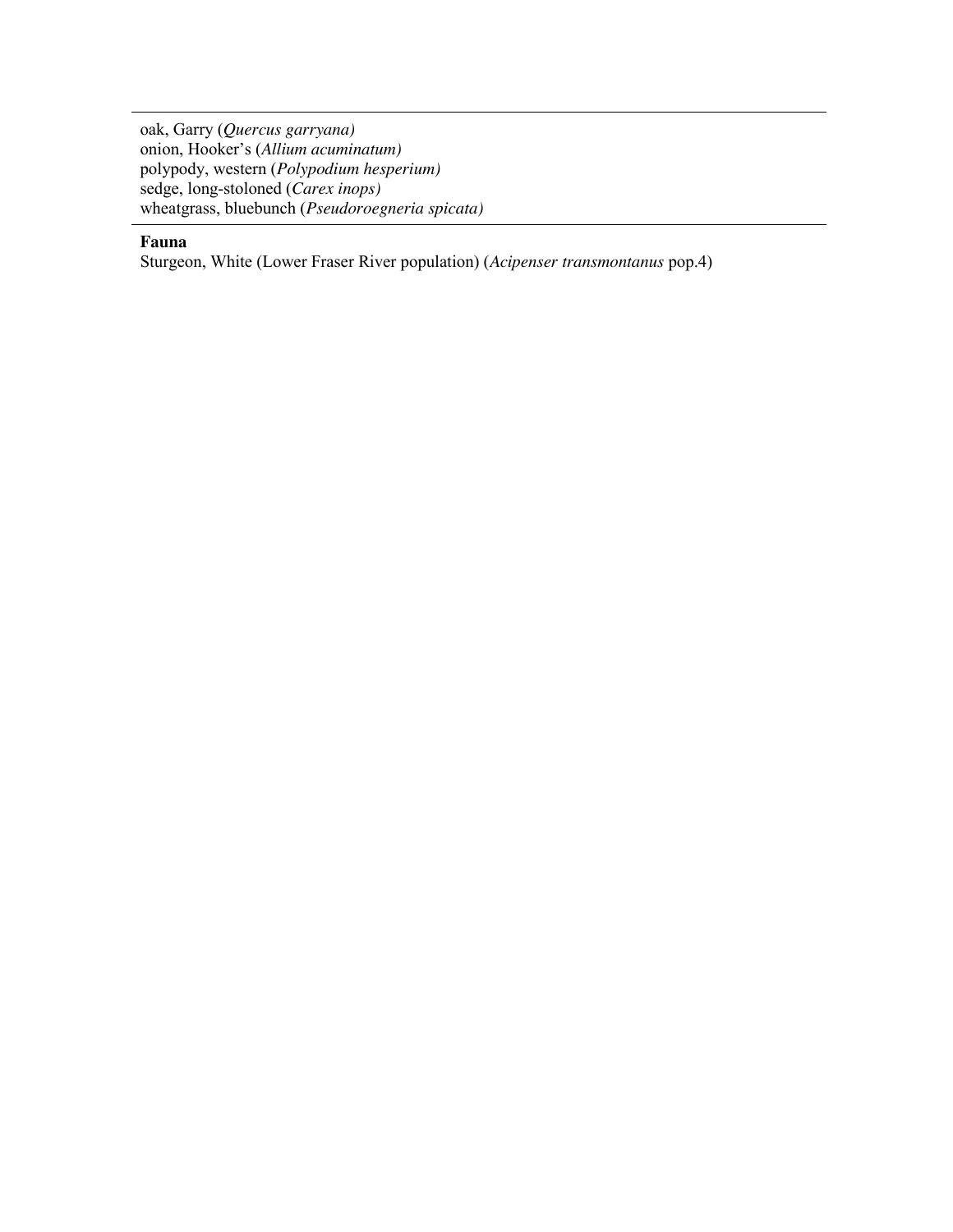oak, Garry (*Quercus garryana)*
onion, Hooker's (*Allium acuminatum)*
polypody, western (*Polypodium hesperium)*
sedge, long-stoloned (*Carex inops)*
wheatgrass, bluebunch (*Pseudoroegneria spicata)*

**Fauna**

Sturgeon, White (Lower Fraser River population) (*Acipenser transmontanus* pop.4)